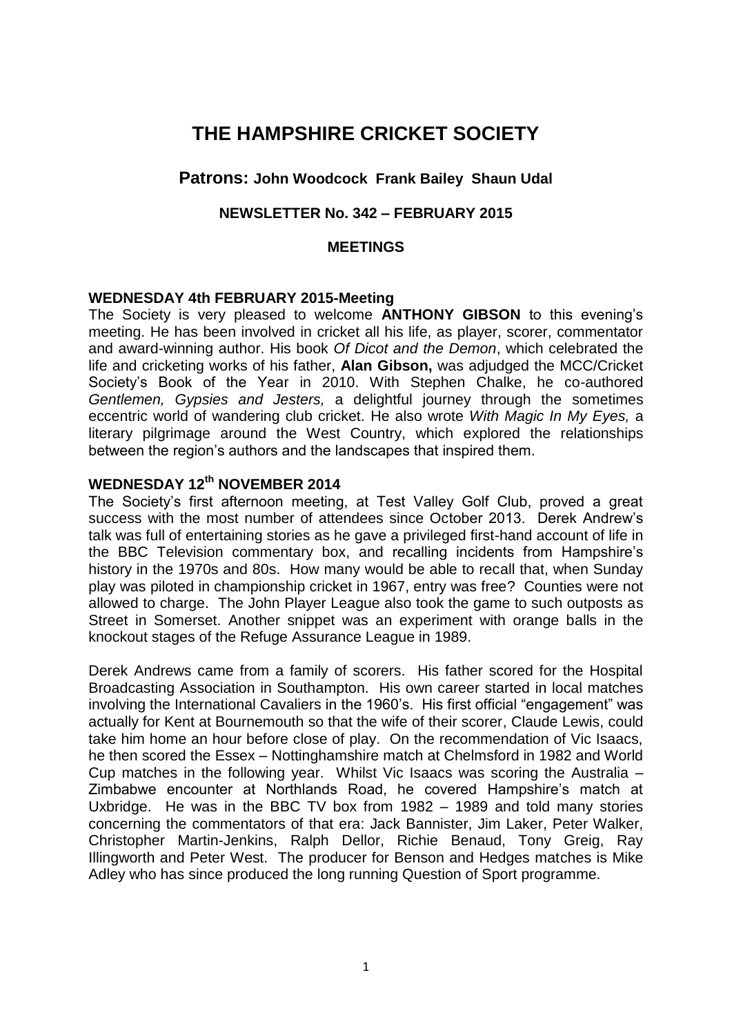# THE HAMPSHIRE CRICKET SOCIETY

## Patrons: John Woodcock Frank Bailey Shaun Udal

### NEWSLETTER No. 342 – FEBRUARY 2015

### MEETINGS

**WEDNESDAY 4th FEBRUARY 2015-Meeting**

The Society is very pleased to welcome **ANTHONY GIBSON** to this evening's meeting. He has been involved in cricket all his life, as player, scorer, commentator and award-winning author. His book *Of Dicot and the Demon*, which celebrated the life and cricketing works of his father, **Alan Gibson,** was adjudged the MCC/Cricket Society's Book of the Year in 2010. With Stephen Chalke, he co-authored *Gentlemen, Gypsies and Jesters,* a delightful journey through the sometimes eccentric world of wandering club cricket. He also wrote *With Magic In My Eyes,* a literary pilgrimage around the West Country, which explored the relationships between the region's authors and the landscapes that inspired them.

**WEDNESDAY 12th NOVEMBER 2014**

The Society's first afternoon meeting, at Test Valley Golf Club, proved a great success with the most number of attendees since October 2013. Derek Andrew's talk was full of entertaining stories as he gave a privileged first-hand account of life in the BBC Television commentary box, and recalling incidents from Hampshire's history in the 1970s and 80s. How many would be able to recall that, when Sunday play was piloted in championship cricket in 1967, entry was free? Counties were not allowed to charge. The John Player League also took the game to such outposts as Street in Somerset. Another snippet was an experiment with orange balls in the knockout stages of the Refuge Assurance League in 1989.

Derek Andrews came from a family of scorers. His father scored for the Hospital Broadcasting Association in Southampton. His own career started in local matches involving the International Cavaliers in the 1960's. His first official "engagement" was actually for Kent at Bournemouth so that the wife of their scorer, Claude Lewis, could take him home an hour before close of play. On the recommendation of Vic Isaacs, he then scored the Essex – Nottinghamshire match at Chelmsford in 1982 and World Cup matches in the following year. Whilst Vic Isaacs was scoring the Australia – Zimbabwe encounter at Northlands Road, he covered Hampshire's match at Uxbridge. He was in the BBC TV box from 1982 – 1989 and told many stories concerning the commentators of that era: Jack Bannister, Jim Laker, Peter Walker, Christopher Martin-Jenkins, Ralph Dellor, Richie Benaud, Tony Greig, Ray Illingworth and Peter West. The producer for Benson and Hedges matches is Mike Adley who has since produced the long running Question of Sport programme.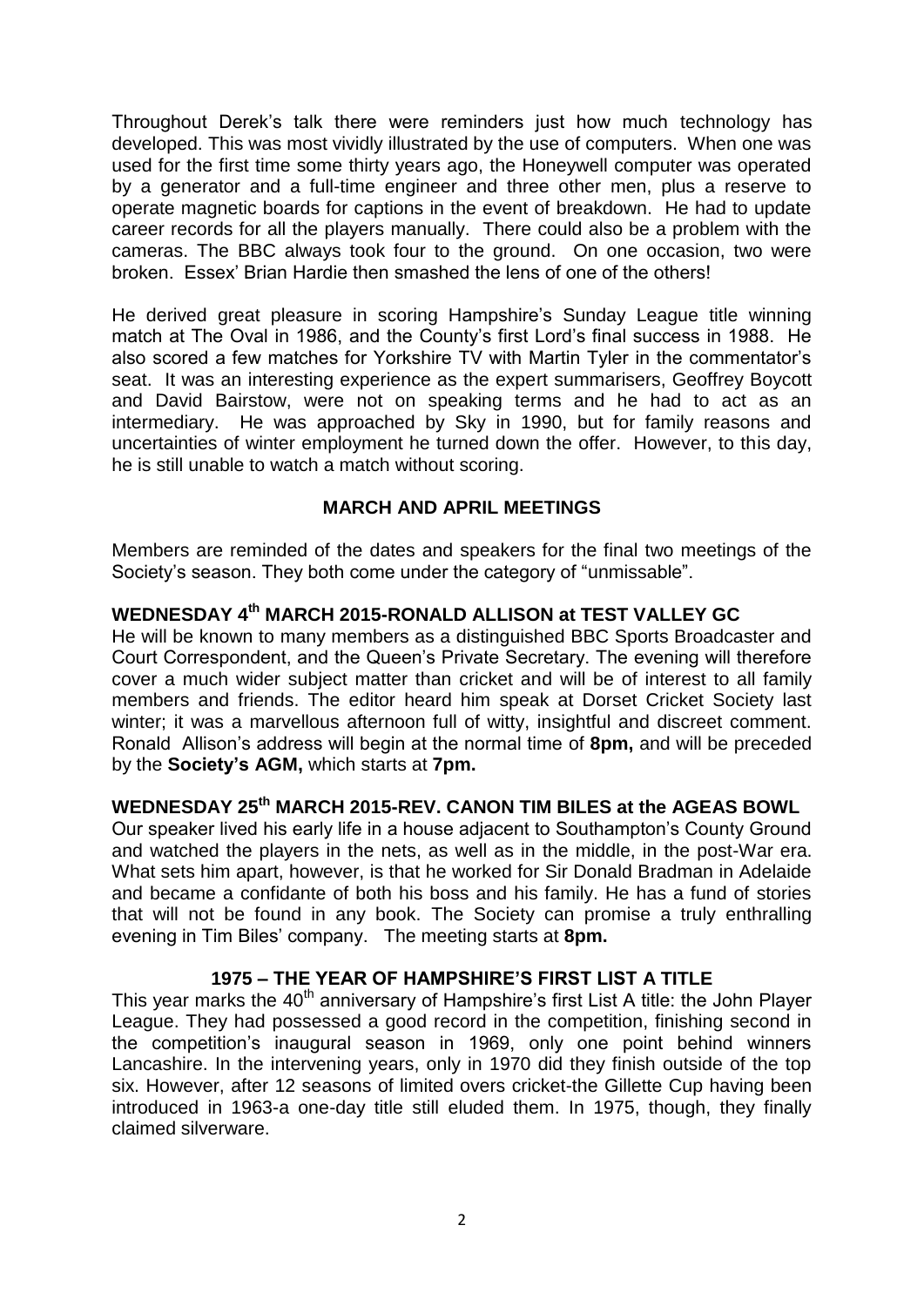Throughout Derek's talk there were reminders just how much technology has developed. This was most vividly illustrated by the use of computers. When one was used for the first time some thirty years ago, the Honeywell computer was operated by a generator and a full-time engineer and three other men, plus a reserve to operate magnetic boards for captions in the event of breakdown. He had to update career records for all the players manually. There could also be a problem with the cameras. The BBC always took four to the ground. On one occasion, two were broken. Essex' Brian Hardie then smashed the lens of one of the others!

He derived great pleasure in scoring Hampshire's Sunday League title winning match at The Oval in 1986, and the County's first Lord's final success in 1988. He also scored a few matches for Yorkshire TV with Martin Tyler in the commentator's seat. It was an interesting experience as the expert summarisers, Geoffrey Boycott and David Bairstow, were not on speaking terms and he had to act as an intermediary. He was approached by Sky in 1990, but for family reasons and uncertainties of winter employment he turned down the offer. However, to this day, he is still unable to watch a match without scoring.

## MARCH AND APRIL MEETINGS

Members are reminded of the dates and speakers for the final two meetings of the Society's season. They both come under the category of "unmissable".

### WEDNESDAY 4th MARCH 2015-RONALD ALLISON at TEST VALLEY GC

He will be known to many members as a distinguished BBC Sports Broadcaster and Court Correspondent, and the Queen's Private Secretary. The evening will therefore cover a much wider subject matter than cricket and will be of interest to all family members and friends. The editor heard him speak at Dorset Cricket Society last winter; it was a marvellous afternoon full of witty, insightful and discreet comment. Ronald Allison's address will begin at the normal time of **8pm,** and will be preceded by the **Society's AGM,** which starts at **7pm.**

### WEDNESDAY 25th MARCH 2015-REV. CANON TIM BILES at the AGEAS BOWL

Our speaker lived his early life in a house adjacent to Southampton's County Ground and watched the players in the nets, as well as in the middle, in the post-War era. What sets him apart, however, is that he worked for Sir Donald Bradman in Adelaide and became a confidante of both his boss and his family. He has a fund of stories that will not be found in any book. The Society can promise a truly enthralling evening in Tim Biles' company. The meeting starts at **8pm.**

## 1975 – THE YEAR OF HAMPSHIRE'S FIRST LIST A TITLE

This year marks the 40th anniversary of Hampshire's first List A title: the John Player League. They had possessed a good record in the competition, finishing second in the competition's inaugural season in 1969, only one point behind winners Lancashire. In the intervening years, only in 1970 did they finish outside of the top six. However, after 12 seasons of limited overs cricket-the Gillette Cup having been introduced in 1963-a one-day title still eluded them. In 1975, though, they finally claimed silverware.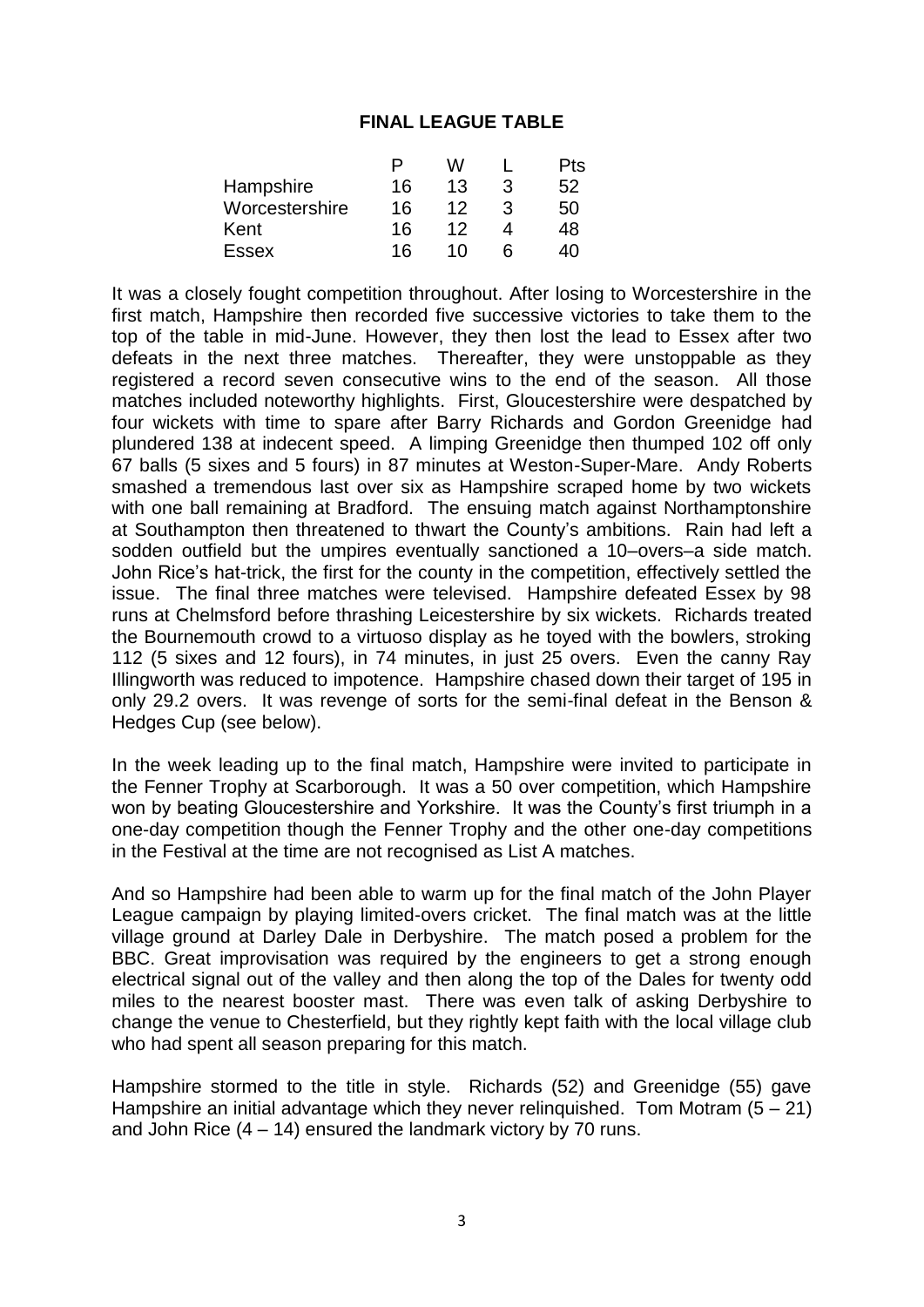## FINAL LEAGUE TABLE

| | P | W | L | Pts |
|---|---|---|---|---|
| Hampshire | 16 | 13 | 3 | 52 |
| Worcestershire | 16 | 12 | 3 | 50 |
| Kent | 16 | 12 | 4 | 48 |
| Essex | 16 | 10 | 6 | 40 |

It was a closely fought competition throughout. After losing to Worcestershire in the first match, Hampshire then recorded five successive victories to take them to the top of the table in mid-June. However, they then lost the lead to Essex after two defeats in the next three matches. Thereafter, they were unstoppable as they registered a record seven consecutive wins to the end of the season. All those matches included noteworthy highlights. First, Gloucestershire were despatched by four wickets with time to spare after Barry Richards and Gordon Greenidge had plundered 138 at indecent speed. A limping Greenidge then thumped 102 off only 67 balls (5 sixes and 5 fours) in 87 minutes at Weston-Super-Mare. Andy Roberts smashed a tremendous last over six as Hampshire scraped home by two wickets with one ball remaining at Bradford. The ensuing match against Northamptonshire at Southampton then threatened to thwart the County's ambitions. Rain had left a sodden outfield but the umpires eventually sanctioned a 10–overs–a side match. John Rice's hat-trick, the first for the county in the competition, effectively settled the issue. The final three matches were televised. Hampshire defeated Essex by 98 runs at Chelmsford before thrashing Leicestershire by six wickets. Richards treated the Bournemouth crowd to a virtuoso display as he toyed with the bowlers, stroking 112 (5 sixes and 12 fours), in 74 minutes, in just 25 overs. Even the canny Ray Illingworth was reduced to impotence. Hampshire chased down their target of 195 in only 29.2 overs. It was revenge of sorts for the semi-final defeat in the Benson & Hedges Cup (see below).

In the week leading up to the final match, Hampshire were invited to participate in the Fenner Trophy at Scarborough. It was a 50 over competition, which Hampshire won by beating Gloucestershire and Yorkshire. It was the County's first triumph in a one-day competition though the Fenner Trophy and the other one-day competitions in the Festival at the time are not recognised as List A matches.

And so Hampshire had been able to warm up for the final match of the John Player League campaign by playing limited-overs cricket. The final match was at the little village ground at Darley Dale in Derbyshire. The match posed a problem for the BBC. Great improvisation was required by the engineers to get a strong enough electrical signal out of the valley and then along the top of the Dales for twenty odd miles to the nearest booster mast. There was even talk of asking Derbyshire to change the venue to Chesterfield, but they rightly kept faith with the local village club who had spent all season preparing for this match.

Hampshire stormed to the title in style. Richards (52) and Greenidge (55) gave Hampshire an initial advantage which they never relinquished. Tom Motram (5 – 21) and John Rice (4 – 14) ensured the landmark victory by 70 runs.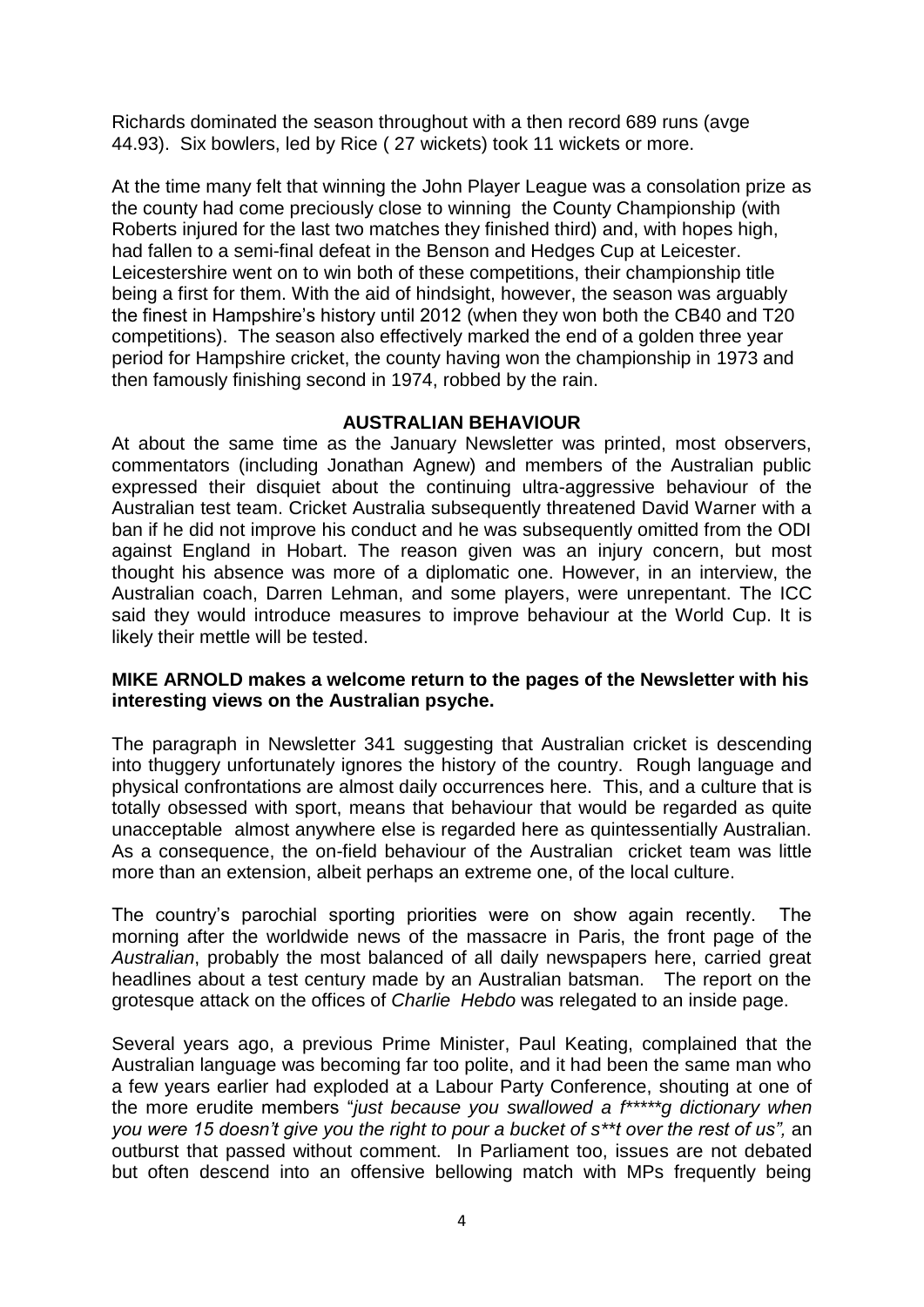Richards dominated the season throughout with a then record 689 runs (avge 44.93). Six bowlers, led by Rice ( 27 wickets) took 11 wickets or more.

At the time many felt that winning the John Player League was a consolation prize as the county had come preciously close to winning the County Championship (with Roberts injured for the last two matches they finished third) and, with hopes high, had fallen to a semi-final defeat in the Benson and Hedges Cup at Leicester. Leicestershire went on to win both of these competitions, their championship title being a first for them. With the aid of hindsight, however, the season was arguably the finest in Hampshire's history until 2012 (when they won both the CB40 and T20 competitions). The season also effectively marked the end of a golden three year period for Hampshire cricket, the county having won the championship in 1973 and then famously finishing second in 1974, robbed by the rain.

## AUSTRALIAN BEHAVIOUR

At about the same time as the January Newsletter was printed, most observers, commentators (including Jonathan Agnew) and members of the Australian public expressed their disquiet about the continuing ultra-aggressive behaviour of the Australian test team. Cricket Australia subsequently threatened David Warner with a ban if he did not improve his conduct and he was subsequently omitted from the ODI against England in Hobart. The reason given was an injury concern, but most thought his absence was more of a diplomatic one. However, in an interview, the Australian coach, Darren Lehman, and some players, were unrepentant. The ICC said they would introduce measures to improve behaviour at the World Cup. It is likely their mettle will be tested.

**MIKE ARNOLD makes a welcome return to the pages of the Newsletter with his interesting views on the Australian psyche.**

The paragraph in Newsletter 341 suggesting that Australian cricket is descending into thuggery unfortunately ignores the history of the country. Rough language and physical confrontations are almost daily occurrences here. This, and a culture that is totally obsessed with sport, means that behaviour that would be regarded as quite unacceptable almost anywhere else is regarded here as quintessentially Australian. As a consequence, the on-field behaviour of the Australian cricket team was little more than an extension, albeit perhaps an extreme one, of the local culture.

The country's parochial sporting priorities were on show again recently. The morning after the worldwide news of the massacre in Paris, the front page of the *Australian*, probably the most balanced of all daily newspapers here, carried great headlines about a test century made by an Australian batsman. The report on the grotesque attack on the offices of *Charlie Hebdo* was relegated to an inside page.

Several years ago, a previous Prime Minister, Paul Keating, complained that the Australian language was becoming far too polite, and it had been the same man who a few years earlier had exploded at a Labour Party Conference, shouting at one of the more erudite members "*just because you swallowed a f*****g dictionary when you were 15 doesn't give you the right to pour a bucket of s**t over the rest of us",* an outburst that passed without comment. In Parliament too, issues are not debated but often descend into an offensive bellowing match with MPs frequently being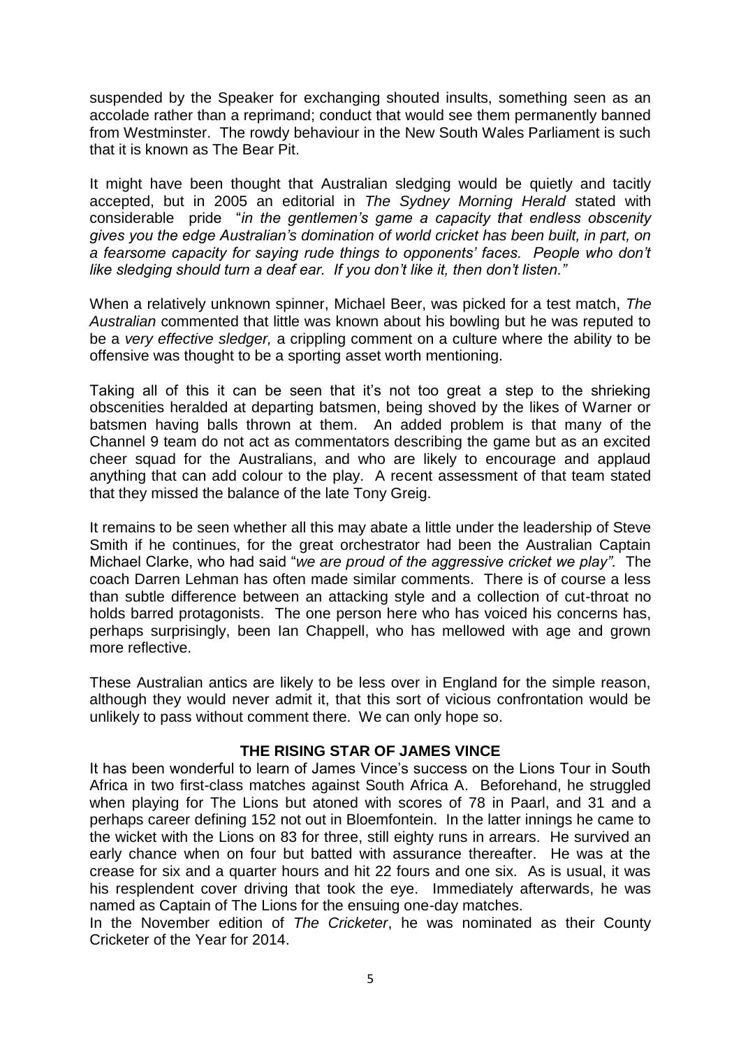suspended by the Speaker for exchanging shouted insults, something seen as an accolade rather than a reprimand; conduct that would see them permanently banned from Westminster. The rowdy behaviour in the New South Wales Parliament is such that it is known as The Bear Pit.

It might have been thought that Australian sledging would be quietly and tacitly accepted, but in 2005 an editorial in *The Sydney Morning Herald* stated with considerable pride "*in the gentlemen's game a capacity that endless obscenity gives you the edge Australian's domination of world cricket has been built, in part, on a fearsome capacity for saying rude things to opponents' faces. People who don't like sledging should turn a deaf ear. If you don't like it, then don't listen.*"

When a relatively unknown spinner, Michael Beer, was picked for a test match, *The Australian* commented that little was known about his bowling but he was reputed to be a *very effective sledger,* a crippling comment on a culture where the ability to be offensive was thought to be a sporting asset worth mentioning.

Taking all of this it can be seen that it's not too great a step to the shrieking obscenities heralded at departing batsmen, being shoved by the likes of Warner or batsmen having balls thrown at them. An added problem is that many of the Channel 9 team do not act as commentators describing the game but as an excited cheer squad for the Australians, and who are likely to encourage and applaud anything that can add colour to the play. A recent assessment of that team stated that they missed the balance of the late Tony Greig.

It remains to be seen whether all this may abate a little under the leadership of Steve Smith if he continues, for the great orchestrator had been the Australian Captain Michael Clarke, who had said "*we are proud of the aggressive cricket we play".* The coach Darren Lehman has often made similar comments. There is of course a less than subtle difference between an attacking style and a collection of cut-throat no holds barred protagonists. The one person here who has voiced his concerns has, perhaps surprisingly, been Ian Chappell, who has mellowed with age and grown more reflective.

These Australian antics are likely to be less over in England for the simple reason, although they would never admit it, that this sort of vicious confrontation would be unlikely to pass without comment there. We can only hope so.

## THE RISING STAR OF JAMES VINCE

It has been wonderful to learn of James Vince's success on the Lions Tour in South Africa in two first-class matches against South Africa A. Beforehand, he struggled when playing for The Lions but atoned with scores of 78 in Paarl, and 31 and a perhaps career defining 152 not out in Bloemfontein. In the latter innings he came to the wicket with the Lions on 83 for three, still eighty runs in arrears. He survived an early chance when on four but batted with assurance thereafter. He was at the crease for six and a quarter hours and hit 22 fours and one six. As is usual, it was his resplendent cover driving that took the eye. Immediately afterwards, he was named as Captain of The Lions for the ensuing one-day matches.

In the November edition of *The Cricketer*, he was nominated as their County Cricketer of the Year for 2014.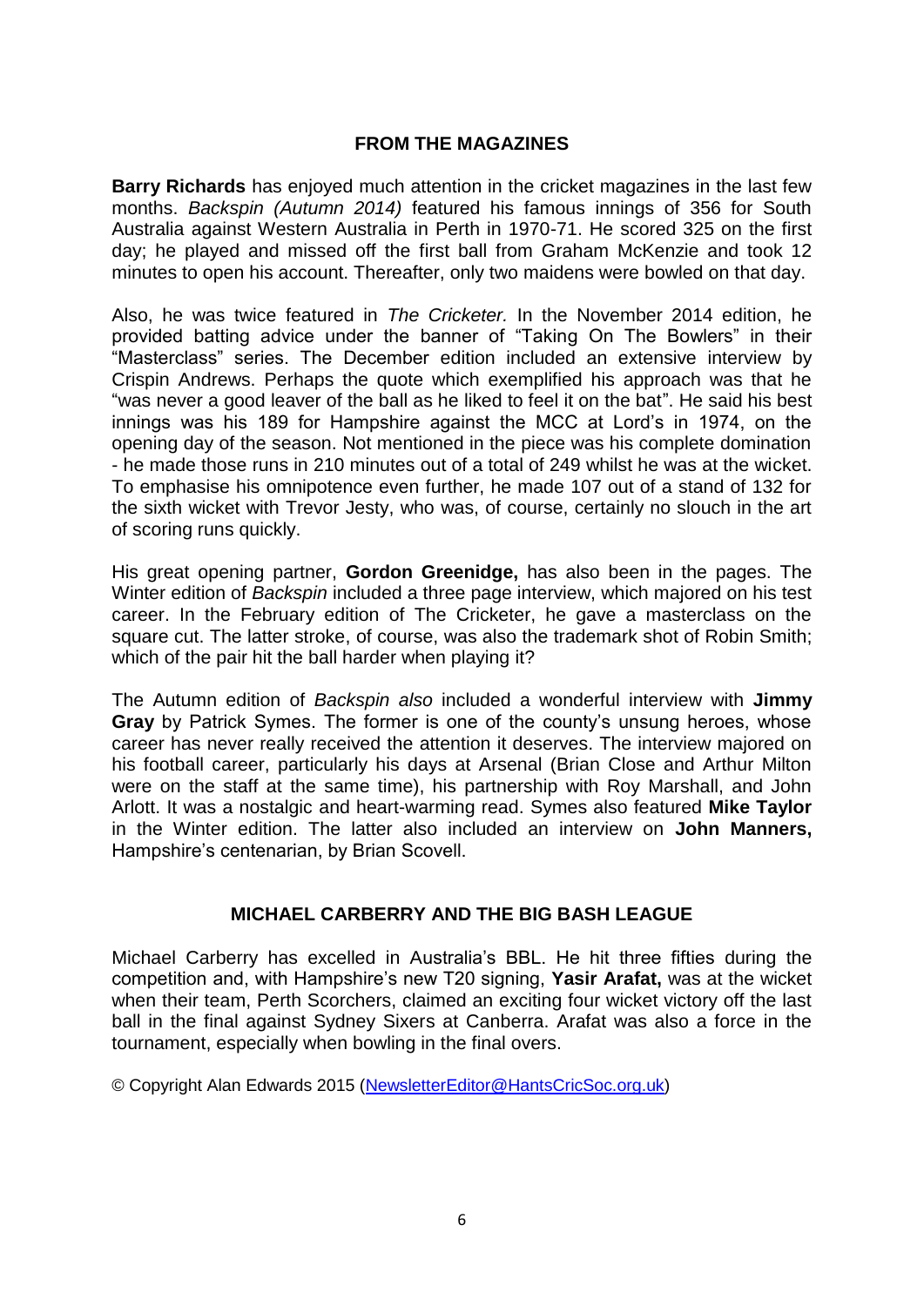## FROM THE MAGAZINES

**Barry Richards** has enjoyed much attention in the cricket magazines in the last few months. *Backspin (Autumn 2014)* featured his famous innings of 356 for South Australia against Western Australia in Perth in 1970-71. He scored 325 on the first day; he played and missed off the first ball from Graham McKenzie and took 12 minutes to open his account. Thereafter, only two maidens were bowled on that day.

Also, he was twice featured in *The Cricketer.* In the November 2014 edition, he provided batting advice under the banner of "Taking On The Bowlers" in their "Masterclass" series. The December edition included an extensive interview by Crispin Andrews. Perhaps the quote which exemplified his approach was that he "was never a good leaver of the ball as he liked to feel it on the bat". He said his best innings was his 189 for Hampshire against the MCC at Lord's in 1974, on the opening day of the season. Not mentioned in the piece was his complete domination - he made those runs in 210 minutes out of a total of 249 whilst he was at the wicket. To emphasise his omnipotence even further, he made 107 out of a stand of 132 for the sixth wicket with Trevor Jesty, who was, of course, certainly no slouch in the art of scoring runs quickly.

His great opening partner, **Gordon Greenidge,** has also been in the pages. The Winter edition of *Backspin* included a three page interview, which majored on his test career. In the February edition of The Cricketer, he gave a masterclass on the square cut. The latter stroke, of course, was also the trademark shot of Robin Smith; which of the pair hit the ball harder when playing it?

The Autumn edition of *Backspin also* included a wonderful interview with **Jimmy Gray** by Patrick Symes. The former is one of the county's unsung heroes, whose career has never really received the attention it deserves. The interview majored on his football career, particularly his days at Arsenal (Brian Close and Arthur Milton were on the staff at the same time), his partnership with Roy Marshall, and John Arlott. It was a nostalgic and heart-warming read. Symes also featured **Mike Taylor** in the Winter edition. The latter also included an interview on **John Manners,** Hampshire's centenarian, by Brian Scovell.

## MICHAEL CARBERRY AND THE BIG BASH LEAGUE

Michael Carberry has excelled in Australia's BBL. He hit three fifties during the competition and, with Hampshire's new T20 signing, **Yasir Arafat,** was at the wicket when their team, Perth Scorchers, claimed an exciting four wicket victory off the last ball in the final against Sydney Sixers at Canberra. Arafat was also a force in the tournament, especially when bowling in the final overs.

© Copyright Alan Edwards 2015 (NewsletterEditor@HantsCricSoc.org.uk)